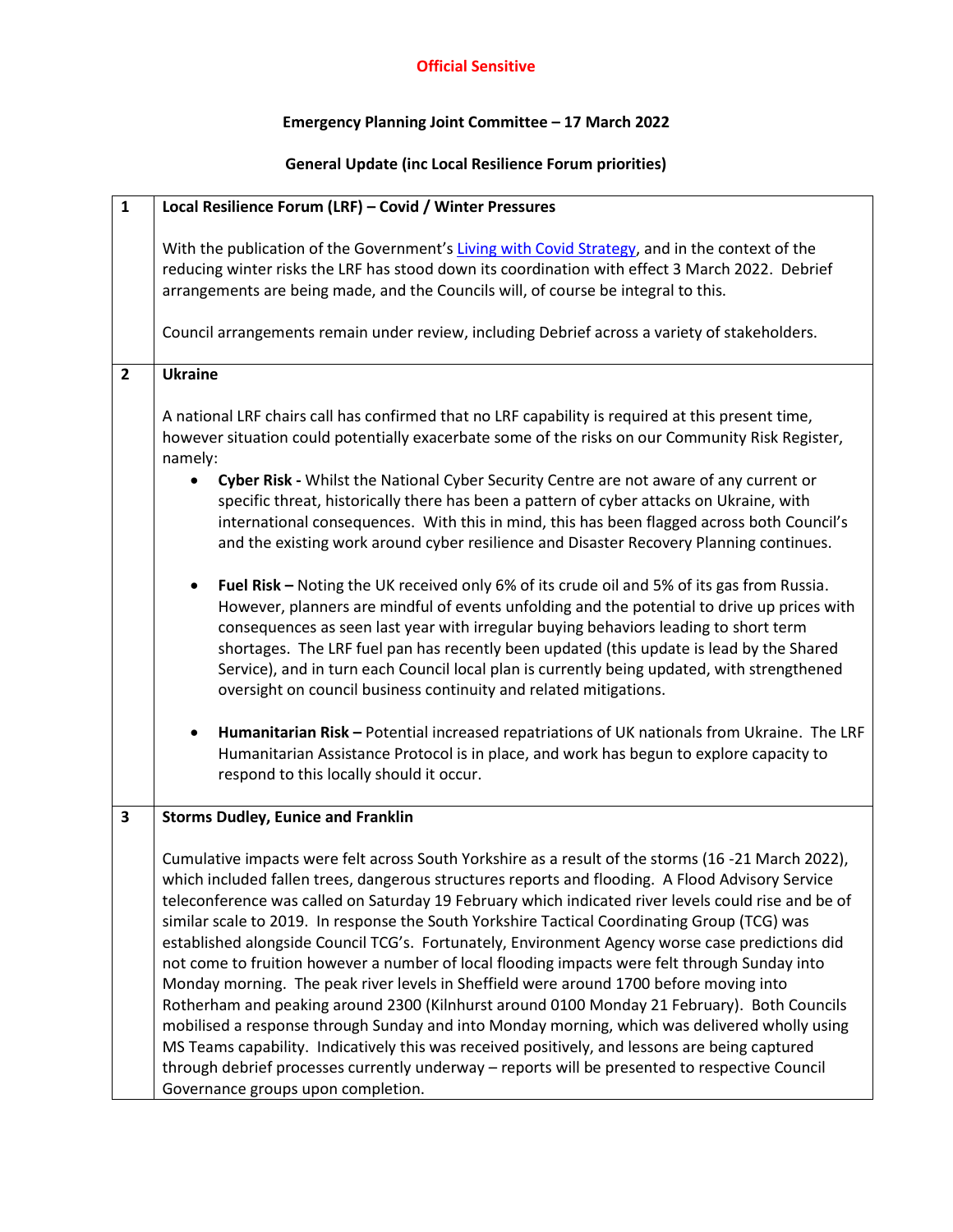**Official Sensitive**

# Emergency Planning Joint Committee – 17 March 2022

## General Update (inc Local Resilience Forum priorities)

| | |
|---|---|
| **1** | **Local Resilience Forum (LRF) – Covid / Winter Pressures**<br><br>With the publication of the Government's Living with Covid Strategy, and in the context of the reducing winter risks the LRF has stood down its coordination with effect 3 March 2022. Debrief arrangements are being made, and the Councils will, of course be integral to this.<br><br>Council arrangements remain under review, including Debrief across a variety of stakeholders. |
| **2** | **Ukraine**<br><br>A national LRF chairs call has confirmed that no LRF capability is required at this present time, however situation could potentially exacerbate some of the risks on our Community Risk Register, namely:<br>• **Cyber Risk -** Whilst the National Cyber Security Centre are not aware of any current or specific threat, historically there has been a pattern of cyber attacks on Ukraine, with international consequences. With this in mind, this has been flagged across both Council's and the existing work around cyber resilience and Disaster Recovery Planning continues.<br><br>• **Fuel Risk –** Noting the UK received only 6% of its crude oil and 5% of its gas from Russia. However, planners are mindful of events unfolding and the potential to drive up prices with consequences as seen last year with irregular buying behaviors leading to short term shortages. The LRF fuel pan has recently been updated (this update is lead by the Shared Service), and in turn each Council local plan is currently being updated, with strengthened oversight on council business continuity and related mitigations.<br><br>• **Humanitarian Risk –** Potential increased repatriations of UK nationals from Ukraine. The LRF Humanitarian Assistance Protocol is in place, and work has begun to explore capacity to respond to this locally should it occur. |
| **3** | **Storms Dudley, Eunice and Franklin**<br><br>Cumulative impacts were felt across South Yorkshire as a result of the storms (16 -21 March 2022), which included fallen trees, dangerous structures reports and flooding. A Flood Advisory Service teleconference was called on Saturday 19 February which indicated river levels could rise and be of similar scale to 2019. In response the South Yorkshire Tactical Coordinating Group (TCG) was established alongside Council TCG's. Fortunately, Environment Agency worse case predictions did not come to fruition however a number of local flooding impacts were felt through Sunday into Monday morning. The peak river levels in Sheffield were around 1700 before moving into Rotherham and peaking around 2300 (Kilnhurst around 0100 Monday 21 February). Both Councils mobilised a response through Sunday and into Monday morning, which was delivered wholly using MS Teams capability. Indicatively this was received positively, and lessons are being captured through debrief processes currently underway – reports will be presented to respective Council Governance groups upon completion. |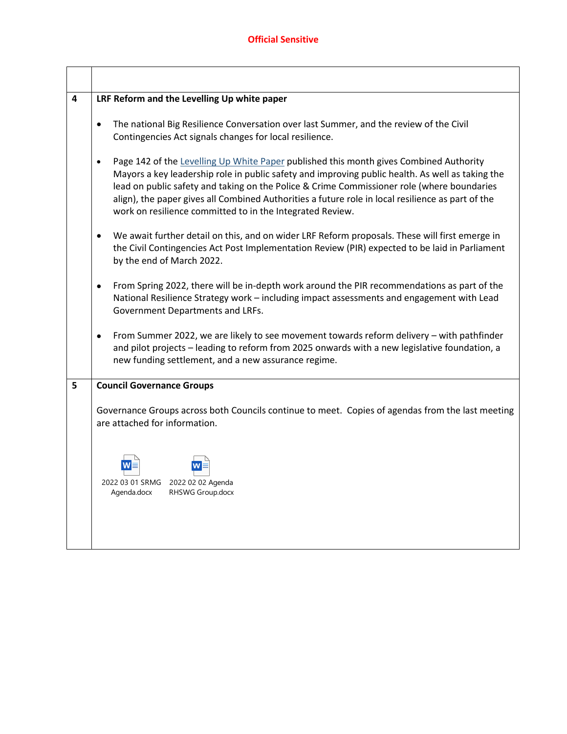**Official Sensitive**

| | |
|---|---|
| 4 | **LRF Reform and the Levelling Up white paper**<br><br>• The national Big Resilience Conversation over last Summer, and the review of the Civil Contingencies Act signals changes for local resilience.<br><br>• Page 142 of the Levelling Up White Paper published this month gives Combined Authority Mayors a key leadership role in public safety and improving public health. As well as taking the lead on public safety and taking on the Police & Crime Commissioner role (where boundaries align), the paper gives all Combined Authorities a future role in local resilience as part of the work on resilience committed to in the Integrated Review.<br><br>• We await further detail on this, and on wider LRF Reform proposals. These will first emerge in the Civil Contingencies Act Post Implementation Review (PIR) expected to be laid in Parliament by the end of March 2022.<br><br>• From Spring 2022, there will be in-depth work around the PIR recommendations as part of the National Resilience Strategy work – including impact assessments and engagement with Lead Government Departments and LRFs.<br><br>• From Summer 2022, we are likely to see movement towards reform delivery – with pathfinder and pilot projects – leading to reform from 2025 onwards with a new legislative foundation, a new funding settlement, and a new assurance regime. |
| 5 | **Council Governance Groups**<br><br>Governance Groups across both Councils continue to meet. Copies of agendas from the last meeting are attached for information.<br><br>2022 03 01 SRMG Agenda.docx &nbsp;&nbsp; 2022 02 02 Agenda RHSWG Group.docx |